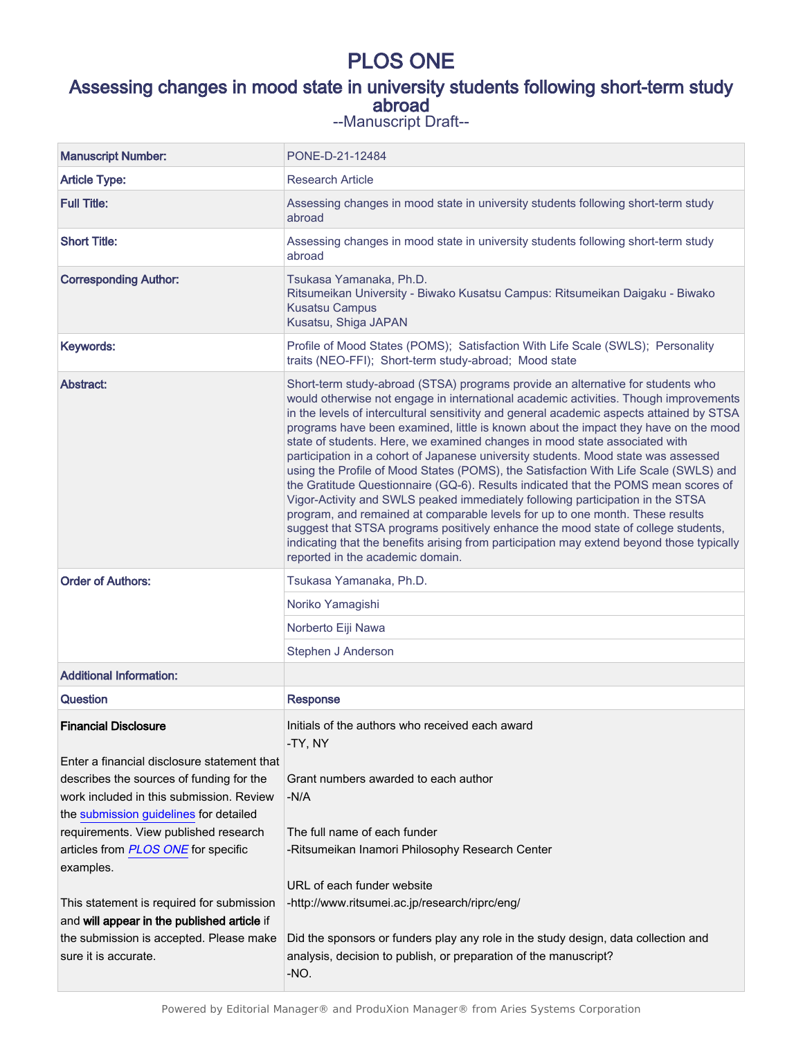# PLOS ONE

## Assessing changes in mood state in university students following short-term study abroad

--Manuscript Draft--

| Manuscript Number: | PONE-D-21-12484 |
| --- | --- |
| Article Type: | Research Article |
| Full Title: | Assessing changes in mood state in university students following short-term study abroad |
| Short Title: | Assessing changes in mood state in university students following short-term study abroad |
| Corresponding Author: | Tsukasa Yamanaka, Ph.D.<br>Ritsumeikan University - Biwako Kusatsu Campus: Ritsumeikan Daigaku - Biwako Kusatsu Campus<br>Kusatsu, Shiga JAPAN |
| Keywords: | Profile of Mood States (POMS); Satisfaction With Life Scale (SWLS); Personality traits (NEO-FFI); Short-term study-abroad; Mood state |
| Abstract: | Short-term study-abroad (STSA) programs provide an alternative for students who would otherwise not engage in international academic activities. Though improvements in the levels of intercultural sensitivity and general academic aspects attained by STSA programs have been examined, little is known about the impact they have on the mood state of students. Here, we examined changes in mood state associated with participation in a cohort of Japanese university students. Mood state was assessed using the Profile of Mood States (POMS), the Satisfaction With Life Scale (SWLS) and the Gratitude Questionnaire (GQ-6). Results indicated that the POMS mean scores of Vigor-Activity and SWLS peaked immediately following participation in the STSA program, and remained at comparable levels for up to one month. These results suggest that STSA programs positively enhance the mood state of college students, indicating that the benefits arising from participation may extend beyond those typically reported in the academic domain. |
| Order of Authors: | Tsukasa Yamanaka, Ph.D. |
| | Noriko Yamagishi |
| | Norberto Eiji Nawa |
| | Stephen J Anderson |
| Additional Information: | |
| Question | Response |
| **Financial Disclosure**<br><br>Enter a financial disclosure statement that describes the sources of funding for the work included in this submission. Review the submission guidelines for detailed requirements. View published research articles from *PLOS ONE* for specific examples.<br><br>This statement is required for submission and **will appear in the published article** if the submission is accepted. Please make sure it is accurate. | Initials of the authors who received each award<br>-TY, NY<br><br>Grant numbers awarded to each author<br>-N/A<br><br>The full name of each funder<br>-Ritsumeikan Inamori Philosophy Research Center<br><br>URL of each funder website<br>-http://www.ritsumei.ac.jp/research/riprc/eng/<br><br>Did the sponsors or funders play any role in the study design, data collection and analysis, decision to publish, or preparation of the manuscript?<br>-NO. |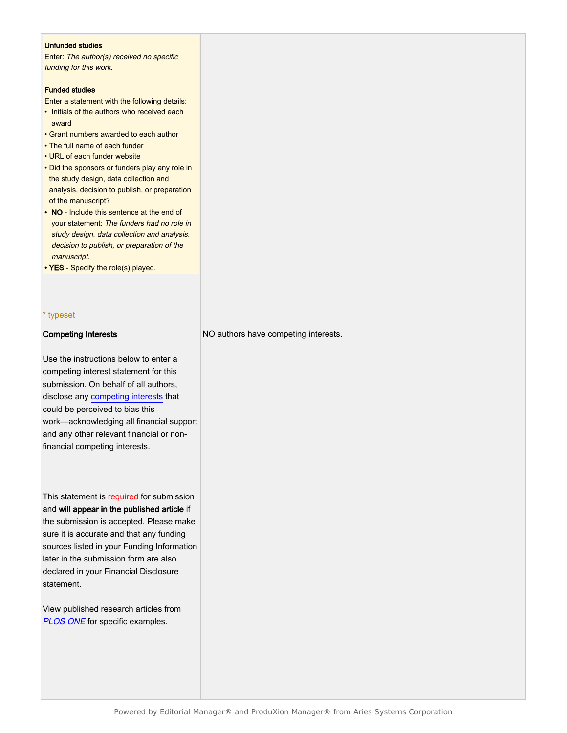| | |
|---|---|
| **Unfunded studies**<br>Enter: *The author(s) received no specific funding for this work.*<br><br>**Funded studies**<br>Enter a statement with the following details:<br>• Initials of the authors who received each award<br>• Grant numbers awarded to each author<br>• The full name of each funder<br>• URL of each funder website<br>• Did the sponsors or funders play any role in the study design, data collection and analysis, decision to publish, or preparation of the manuscript?<br>• **NO** - Include this sentence at the end of your statement: *The funders had no role in study design, data collection and analysis, decision to publish, or preparation of the manuscript.*<br>• **YES** - Specify the role(s) played.<br><br>* typeset | |
| **Competing Interests**<br><br>Use the instructions below to enter a competing interest statement for this submission. On behalf of all authors, disclose any competing interests that could be perceived to bias this work—acknowledging all financial support and any other relevant financial or non-financial competing interests.<br><br>This statement is required for submission and **will appear in the published article** if the submission is accepted. Please make sure it is accurate and that any funding sources listed in your Funding Information later in the submission form are also declared in your Financial Disclosure statement.<br><br>View published research articles from *PLOS ONE* for specific examples. | NO authors have competing interests. |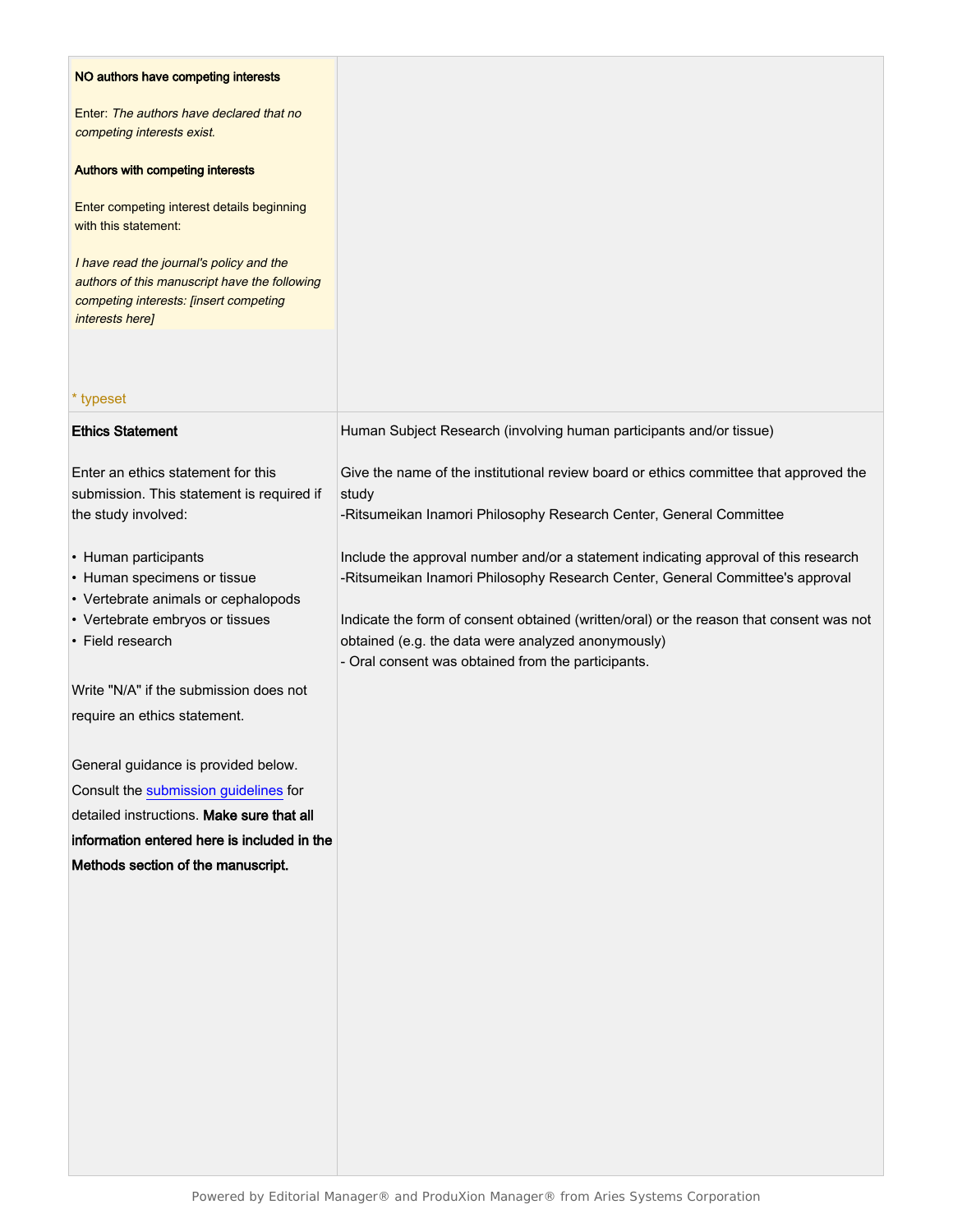| | |
|---|---|
| **NO authors have competing interests**<br><br>Enter: *The authors have declared that no competing interests exist.*<br><br>**Authors with competing interests**<br><br>Enter competing interest details beginning with this statement:<br><br>*I have read the journal's policy and the authors of this manuscript have the following competing interests: [insert competing interests here]*<br><br>* typeset | |
| **Ethics Statement**<br><br>Enter an ethics statement for this submission. This statement is required if the study involved:<br><br>• Human participants<br>• Human specimens or tissue<br>• Vertebrate animals or cephalopods<br>• Vertebrate embryos or tissues<br>• Field research<br><br>Write "N/A" if the submission does not require an ethics statement.<br><br>General guidance is provided below. Consult the submission guidelines for detailed instructions. **Make sure that all information entered here is included in the Methods section of the manuscript.** | Human Subject Research (involving human participants and/or tissue)<br><br>Give the name of the institutional review board or ethics committee that approved the study<br>-Ritsumeikan Inamori Philosophy Research Center, General Committee<br><br>Include the approval number and/or a statement indicating approval of this research<br>-Ritsumeikan Inamori Philosophy Research Center, General Committee's approval<br><br>Indicate the form of consent obtained (written/oral) or the reason that consent was not obtained (e.g. the data were analyzed anonymously)<br>- Oral consent was obtained from the participants. |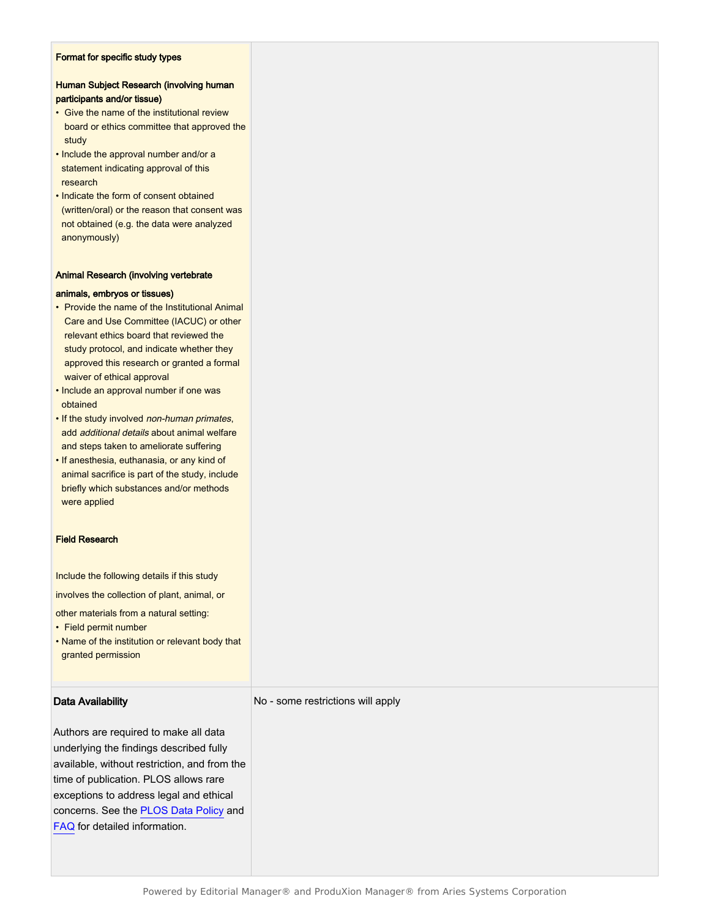| | |
|---|---|
| **Format for specific study types**<br><br>**Human Subject Research (involving human participants and/or tissue)**<br>• Give the name of the institutional review board or ethics committee that approved the study<br>• Include the approval number and/or a statement indicating approval of this research<br>• Indicate the form of consent obtained (written/oral) or the reason that consent was not obtained (e.g. the data were analyzed anonymously)<br><br>**Animal Research (involving vertebrate animals, embryos or tissues)**<br>• Provide the name of the Institutional Animal Care and Use Committee (IACUC) or other relevant ethics board that reviewed the study protocol, and indicate whether they approved this research or granted a formal waiver of ethical approval<br>• Include an approval number if one was obtained<br>• If the study involved *non-human primates*, add *additional details* about animal welfare and steps taken to ameliorate suffering<br>• If anesthesia, euthanasia, or any kind of animal sacrifice is part of the study, include briefly which substances and/or methods were applied<br><br>**Field Research**<br><br>Include the following details if this study involves the collection of plant, animal, or other materials from a natural setting:<br>• Field permit number<br>• Name of the institution or relevant body that granted permission | |
| **Data Availability**<br><br>Authors are required to make all data underlying the findings described fully available, without restriction, and from the time of publication. PLOS allows rare exceptions to address legal and ethical concerns. See the PLOS Data Policy and FAQ for detailed information. | No - some restrictions will apply |

Powered by Editorial Manager® and ProduXion Manager® from Aries Systems Corporation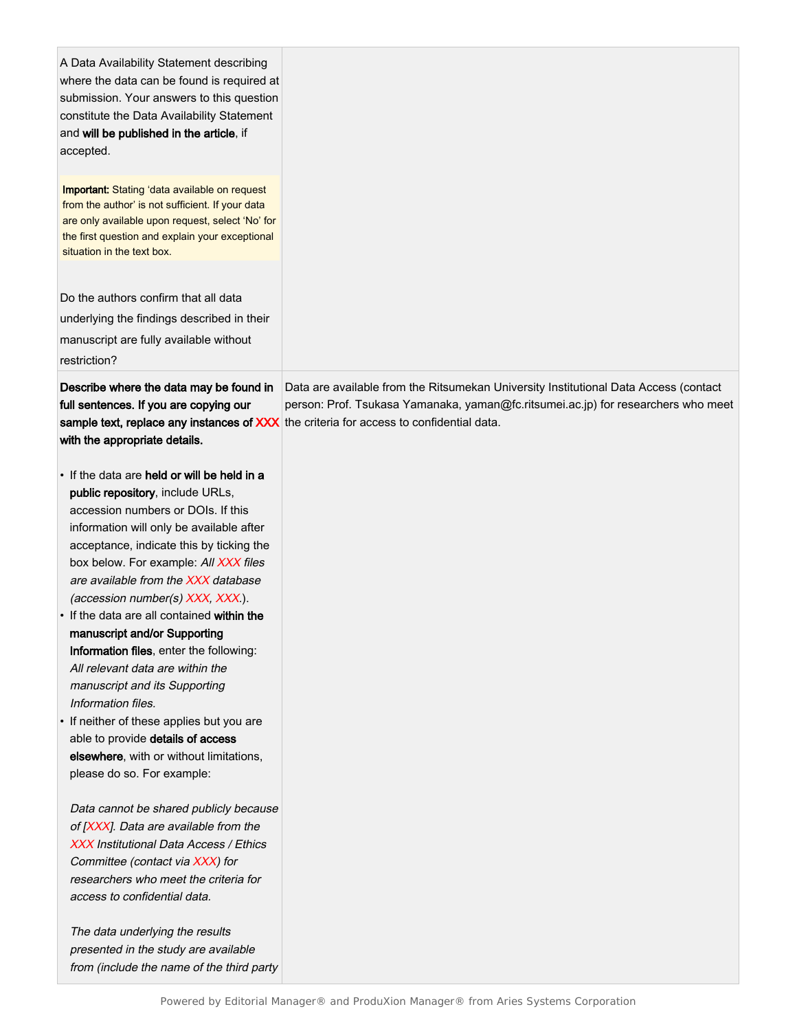| | |
|---|---|
| A Data Availability Statement describing where the data can be found is required at submission. Your answers to this question constitute the Data Availability Statement and **will be published in the article**, if accepted.<br><br>**Important:** Stating 'data available on request from the author' is not sufficient. If your data are only available upon request, select 'No' for the first question and explain your exceptional situation in the text box.<br><br>Do the authors confirm that all data underlying the findings described in their manuscript are fully available without restriction? | |
| **Describe where the data may be found in full sentences. If you are copying our sample text, replace any instances of XXX with the appropriate details.**<br><br>• If the data are **held or will be held in a public repository**, include URLs, accession numbers or DOIs. If this information will only be available after acceptance, indicate this by ticking the box below. For example: *All XXX files are available from the XXX database (accession number(s) XXX, XXX.).*<br>• If the data are all contained **within the manuscript and/or Supporting Information files**, enter the following: *All relevant data are within the manuscript and its Supporting Information files.*<br>• If neither of these applies but you are able to provide **details of access elsewhere**, with or without limitations, please do so. For example:<br><br>*Data cannot be shared publicly because of [XXX]. Data are available from the XXX Institutional Data Access / Ethics Committee (contact via XXX) for researchers who meet the criteria for access to confidential data.*<br><br>*The data underlying the results presented in the study are available from (include the name of the third party* | Data are available from the Ritsumekan University Institutional Data Access (contact person: Prof. Tsukasa Yamanaka, yaman@fc.ritsumei.ac.jp) for researchers who meet the criteria for access to confidential data. |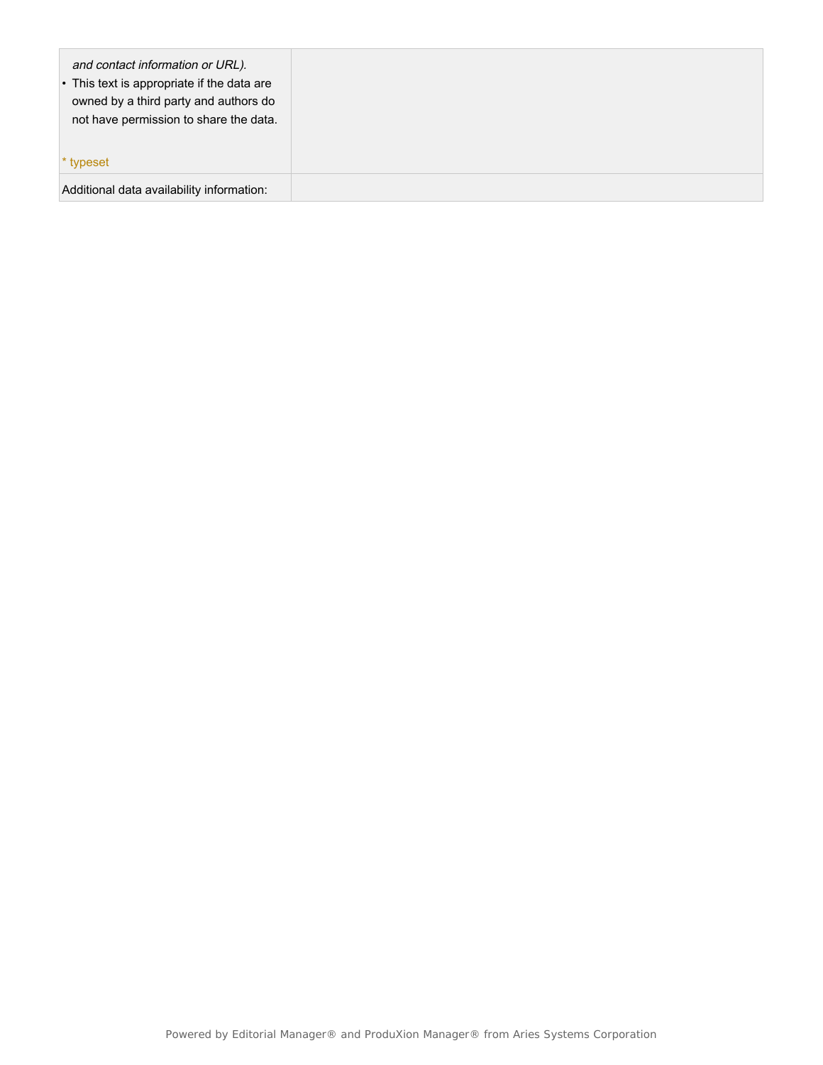| | |
|---|---|
| *and contact information or URL).*<br>• This text is appropriate if the data are owned by a third party and authors do not have permission to share the data.<br><br>* typeset | |
| Additional data availability information: | |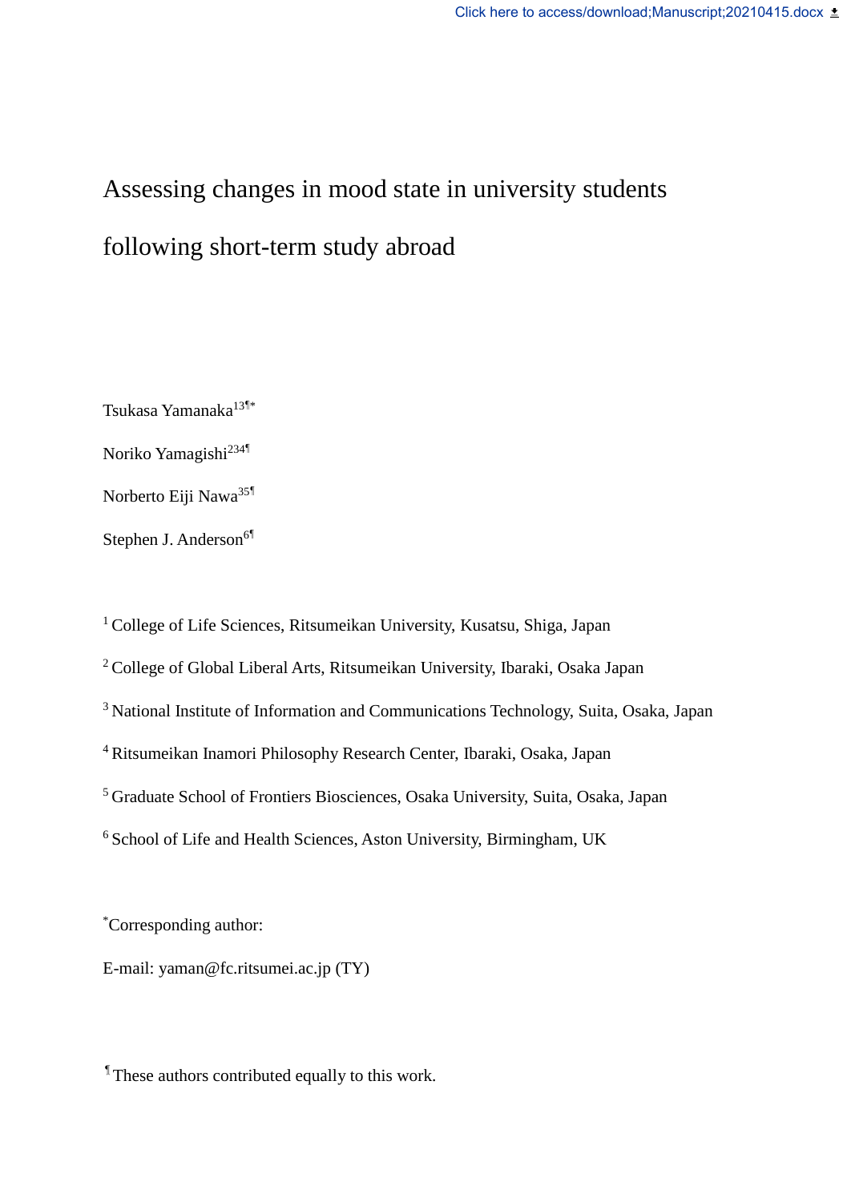# Assessing changes in mood state in university students following short-term study abroad

Tsukasa Yamanaka[13¶*]

Noriko Yamagishi[234¶]

Norberto Eiji Nawa[35¶]

Stephen J. Anderson[6¶]

[1] College of Life Sciences, Ritsumeikan University, Kusatsu, Shiga, Japan

[2] College of Global Liberal Arts, Ritsumeikan University, Ibaraki, Osaka Japan

[3] National Institute of Information and Communications Technology, Suita, Osaka, Japan

[4] Ritsumeikan Inamori Philosophy Research Center, Ibaraki, Osaka, Japan

[5] Graduate School of Frontiers Biosciences, Osaka University, Suita, Osaka, Japan

[6] School of Life and Health Sciences, Aston University, Birmingham, UK

[*]Corresponding author:

E-mail: yaman@fc.ritsumei.ac.jp (TY)

[¶] These authors contributed equally to this work.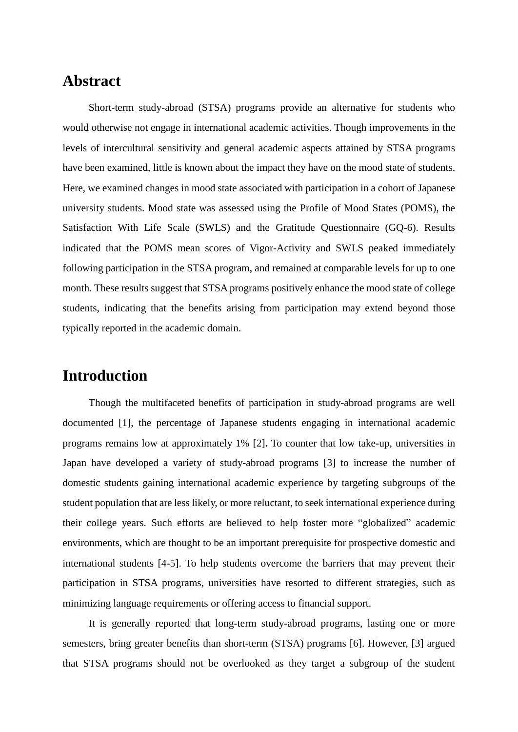## Abstract

Short-term study-abroad (STSA) programs provide an alternative for students who would otherwise not engage in international academic activities. Though improvements in the levels of intercultural sensitivity and general academic aspects attained by STSA programs have been examined, little is known about the impact they have on the mood state of students. Here, we examined changes in mood state associated with participation in a cohort of Japanese university students. Mood state was assessed using the Profile of Mood States (POMS), the Satisfaction With Life Scale (SWLS) and the Gratitude Questionnaire (GQ-6). Results indicated that the POMS mean scores of Vigor-Activity and SWLS peaked immediately following participation in the STSA program, and remained at comparable levels for up to one month. These results suggest that STSA programs positively enhance the mood state of college students, indicating that the benefits arising from participation may extend beyond those typically reported in the academic domain.

## Introduction

Though the multifaceted benefits of participation in study-abroad programs are well documented [1], the percentage of Japanese students engaging in international academic programs remains low at approximately 1% [2]**.** To counter that low take-up, universities in Japan have developed a variety of study-abroad programs [3] to increase the number of domestic students gaining international academic experience by targeting subgroups of the student population that are less likely, or more reluctant, to seek international experience during their college years. Such efforts are believed to help foster more "globalized" academic environments, which are thought to be an important prerequisite for prospective domestic and international students [4-5]. To help students overcome the barriers that may prevent their participation in STSA programs, universities have resorted to different strategies, such as minimizing language requirements or offering access to financial support.

It is generally reported that long-term study-abroad programs, lasting one or more semesters, bring greater benefits than short-term (STSA) programs [6]. However, [3] argued that STSA programs should not be overlooked as they target a subgroup of the student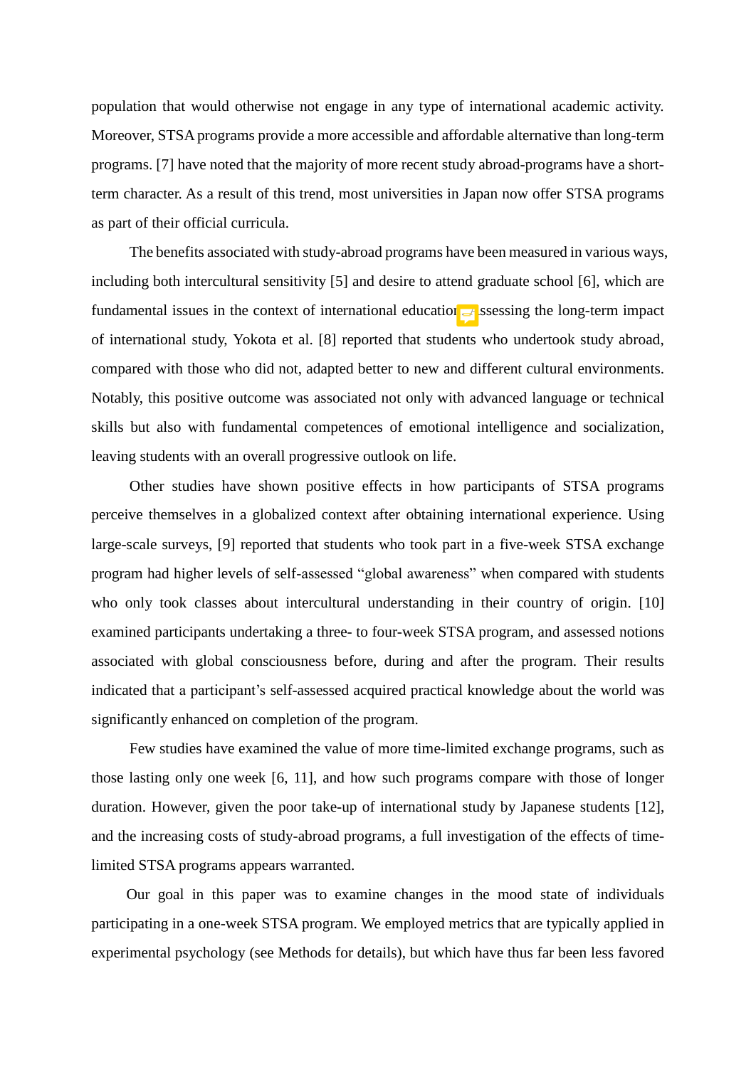population that would otherwise not engage in any type of international academic activity. Moreover, STSA programs provide a more accessible and affordable alternative than long-term programs. [7] have noted that the majority of more recent study abroad-programs have a short-term character. As a result of this trend, most universities in Japan now offer STSA programs as part of their official curricula.

The benefits associated with study-abroad programs have been measured in various ways, including both intercultural sensitivity [5] and desire to attend graduate school [6], which are fundamental issues in the context of international education. Assessing the long-term impact of international study, Yokota et al. [8] reported that students who undertook study abroad, compared with those who did not, adapted better to new and different cultural environments. Notably, this positive outcome was associated not only with advanced language or technical skills but also with fundamental competences of emotional intelligence and socialization, leaving students with an overall progressive outlook on life.

Other studies have shown positive effects in how participants of STSA programs perceive themselves in a globalized context after obtaining international experience. Using large-scale surveys, [9] reported that students who took part in a five-week STSA exchange program had higher levels of self-assessed "global awareness" when compared with students who only took classes about intercultural understanding in their country of origin. [10] examined participants undertaking a three- to four-week STSA program, and assessed notions associated with global consciousness before, during and after the program. Their results indicated that a participant's self-assessed acquired practical knowledge about the world was significantly enhanced on completion of the program.

Few studies have examined the value of more time-limited exchange programs, such as those lasting only one week [6, 11], and how such programs compare with those of longer duration. However, given the poor take-up of international study by Japanese students [12], and the increasing costs of study-abroad programs, a full investigation of the effects of time-limited STSA programs appears warranted.

Our goal in this paper was to examine changes in the mood state of individuals participating in a one-week STSA program. We employed metrics that are typically applied in experimental psychology (see Methods for details), but which have thus far been less favored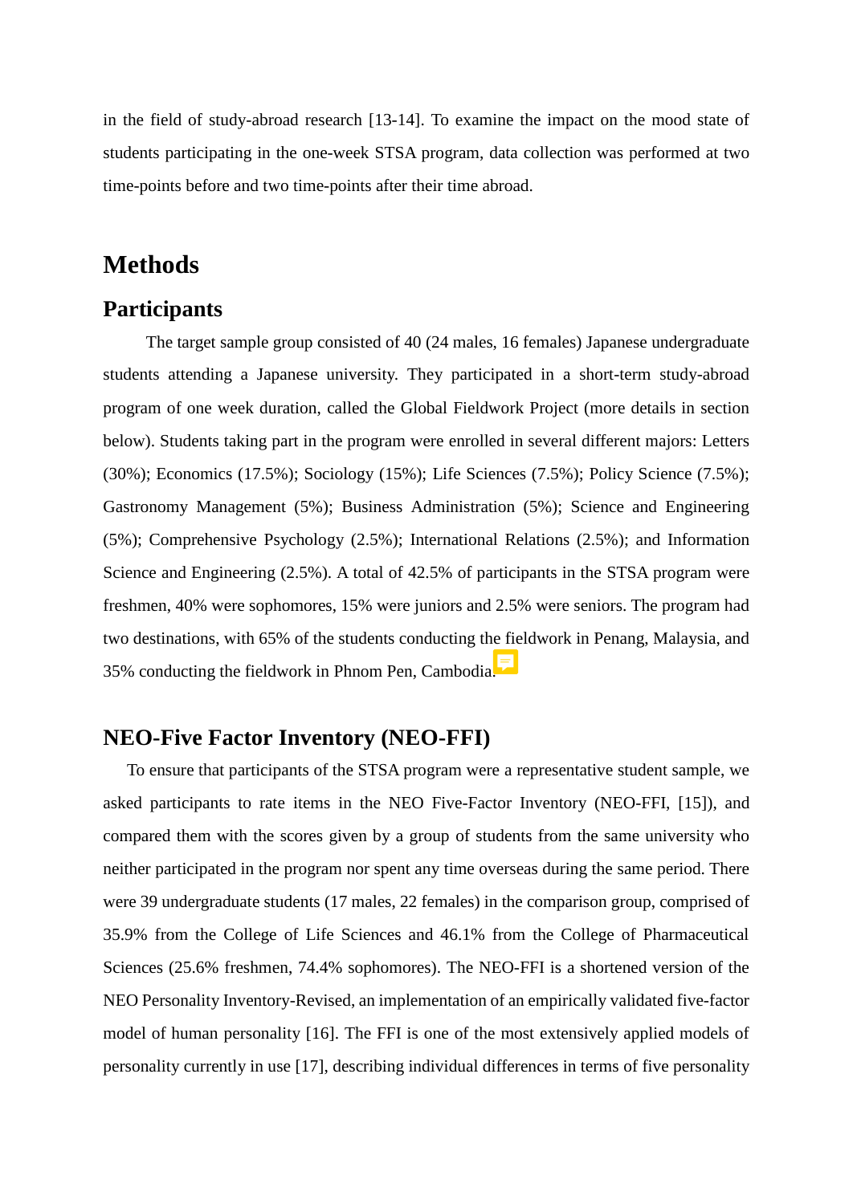in the field of study-abroad research [13-14]. To examine the impact on the mood state of students participating in the one-week STSA program, data collection was performed at two time-points before and two time-points after their time abroad.

# Methods

## Participants

The target sample group consisted of 40 (24 males, 16 females) Japanese undergraduate students attending a Japanese university. They participated in a short-term study-abroad program of one week duration, called the Global Fieldwork Project (more details in section below). Students taking part in the program were enrolled in several different majors: Letters (30%); Economics (17.5%); Sociology (15%); Life Sciences (7.5%); Policy Science (7.5%); Gastronomy Management (5%); Business Administration (5%); Science and Engineering (5%); Comprehensive Psychology (2.5%); International Relations (2.5%); and Information Science and Engineering (2.5%). A total of 42.5% of participants in the STSA program were freshmen, 40% were sophomores, 15% were juniors and 2.5% were seniors. The program had two destinations, with 65% of the students conducting the fieldwork in Penang, Malaysia, and 35% conducting the fieldwork in Phnom Pen, Cambodia.

## NEO-Five Factor Inventory (NEO-FFI)

To ensure that participants of the STSA program were a representative student sample, we asked participants to rate items in the NEO Five-Factor Inventory (NEO-FFI, [15]), and compared them with the scores given by a group of students from the same university who neither participated in the program nor spent any time overseas during the same period. There were 39 undergraduate students (17 males, 22 females) in the comparison group, comprised of 35.9% from the College of Life Sciences and 46.1% from the College of Pharmaceutical Sciences (25.6% freshmen, 74.4% sophomores). The NEO-FFI is a shortened version of the NEO Personality Inventory-Revised, an implementation of an empirically validated five-factor model of human personality [16]. The FFI is one of the most extensively applied models of personality currently in use [17], describing individual differences in terms of five personality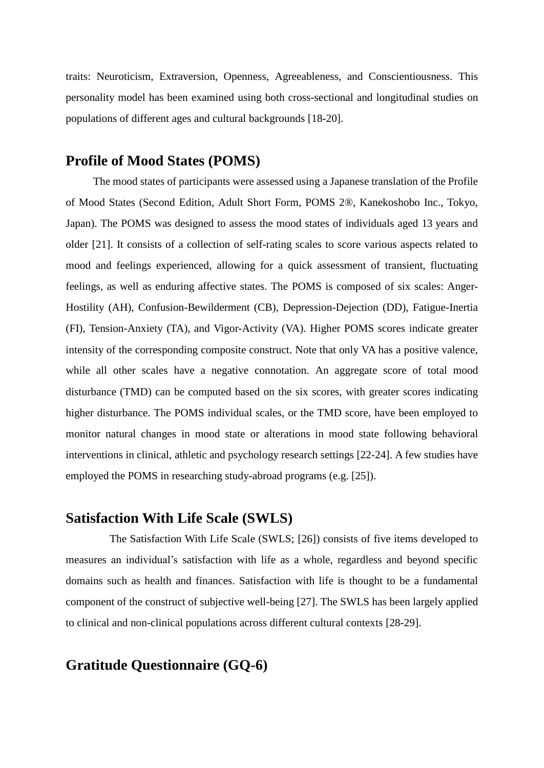traits: Neuroticism, Extraversion, Openness, Agreeableness, and Conscientiousness. This personality model has been examined using both cross-sectional and longitudinal studies on populations of different ages and cultural backgrounds [18-20].

## Profile of Mood States (POMS)

The mood states of participants were assessed using a Japanese translation of the Profile of Mood States (Second Edition, Adult Short Form, POMS 2®, Kanekoshobo Inc., Tokyo, Japan). The POMS was designed to assess the mood states of individuals aged 13 years and older [21]. It consists of a collection of self-rating scales to score various aspects related to mood and feelings experienced, allowing for a quick assessment of transient, fluctuating feelings, as well as enduring affective states. The POMS is composed of six scales: Anger-Hostility (AH), Confusion-Bewilderment (CB), Depression-Dejection (DD), Fatigue-Inertia (FI), Tension-Anxiety (TA), and Vigor-Activity (VA). Higher POMS scores indicate greater intensity of the corresponding composite construct. Note that only VA has a positive valence, while all other scales have a negative connotation. An aggregate score of total mood disturbance (TMD) can be computed based on the six scores, with greater scores indicating higher disturbance. The POMS individual scales, or the TMD score, have been employed to monitor natural changes in mood state or alterations in mood state following behavioral interventions in clinical, athletic and psychology research settings [22-24]. A few studies have employed the POMS in researching study-abroad programs (e.g. [25]).

## Satisfaction With Life Scale (SWLS)

The Satisfaction With Life Scale (SWLS; [26]) consists of five items developed to measures an individual's satisfaction with life as a whole, regardless and beyond specific domains such as health and finances. Satisfaction with life is thought to be a fundamental component of the construct of subjective well-being [27]. The SWLS has been largely applied to clinical and non-clinical populations across different cultural contexts [28-29].

## Gratitude Questionnaire (GQ-6)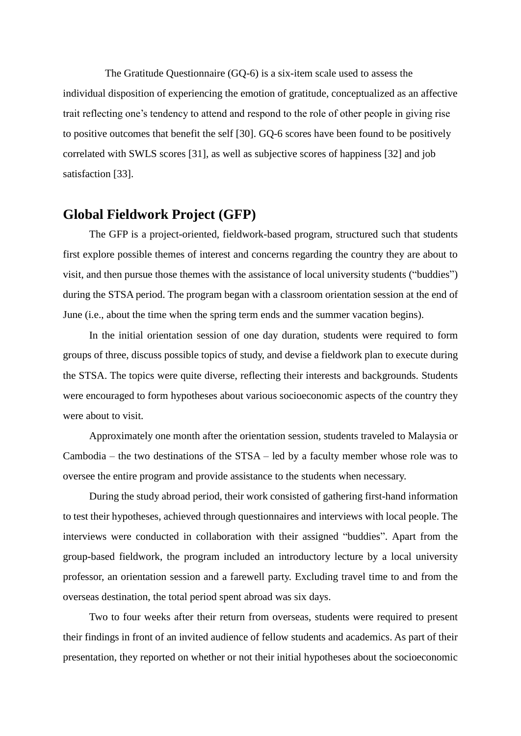The Gratitude Questionnaire (GQ-6) is a six-item scale used to assess the individual disposition of experiencing the emotion of gratitude, conceptualized as an affective trait reflecting one's tendency to attend and respond to the role of other people in giving rise to positive outcomes that benefit the self [30]. GQ-6 scores have been found to be positively correlated with SWLS scores [31], as well as subjective scores of happiness [32] and job satisfaction [33].

## Global Fieldwork Project (GFP)

The GFP is a project-oriented, fieldwork-based program, structured such that students first explore possible themes of interest and concerns regarding the country they are about to visit, and then pursue those themes with the assistance of local university students ("buddies") during the STSA period. The program began with a classroom orientation session at the end of June (i.e., about the time when the spring term ends and the summer vacation begins).

In the initial orientation session of one day duration, students were required to form groups of three, discuss possible topics of study, and devise a fieldwork plan to execute during the STSA. The topics were quite diverse, reflecting their interests and backgrounds. Students were encouraged to form hypotheses about various socioeconomic aspects of the country they were about to visit.

Approximately one month after the orientation session, students traveled to Malaysia or Cambodia – the two destinations of the STSA – led by a faculty member whose role was to oversee the entire program and provide assistance to the students when necessary.

During the study abroad period, their work consisted of gathering first-hand information to test their hypotheses, achieved through questionnaires and interviews with local people. The interviews were conducted in collaboration with their assigned "buddies". Apart from the group-based fieldwork, the program included an introductory lecture by a local university professor, an orientation session and a farewell party. Excluding travel time to and from the overseas destination, the total period spent abroad was six days.

Two to four weeks after their return from overseas, students were required to present their findings in front of an invited audience of fellow students and academics. As part of their presentation, they reported on whether or not their initial hypotheses about the socioeconomic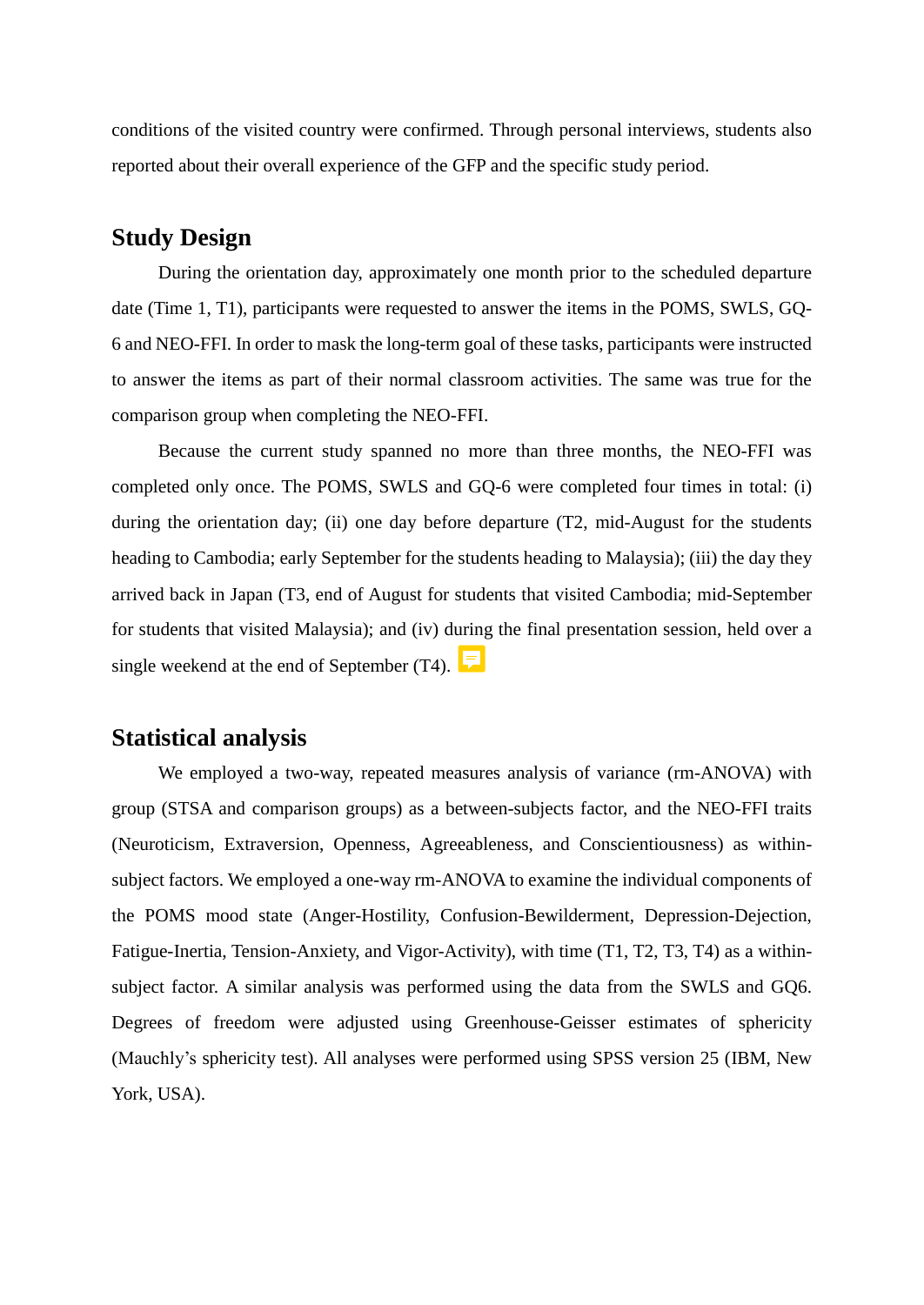conditions of the visited country were confirmed. Through personal interviews, students also reported about their overall experience of the GFP and the specific study period.

## Study Design

During the orientation day, approximately one month prior to the scheduled departure date (Time 1, T1), participants were requested to answer the items in the POMS, SWLS, GQ-6 and NEO-FFI. In order to mask the long-term goal of these tasks, participants were instructed to answer the items as part of their normal classroom activities. The same was true for the comparison group when completing the NEO-FFI.

Because the current study spanned no more than three months, the NEO-FFI was completed only once. The POMS, SWLS and GQ-6 were completed four times in total: (i) during the orientation day; (ii) one day before departure (T2, mid-August for the students heading to Cambodia; early September for the students heading to Malaysia); (iii) the day they arrived back in Japan (T3, end of August for students that visited Cambodia; mid-September for students that visited Malaysia); and (iv) during the final presentation session, held over a single weekend at the end of September (T4).

## Statistical analysis

We employed a two-way, repeated measures analysis of variance (rm-ANOVA) with group (STSA and comparison groups) as a between-subjects factor, and the NEO-FFI traits (Neuroticism, Extraversion, Openness, Agreeableness, and Conscientiousness) as within-subject factors. We employed a one-way rm-ANOVA to examine the individual components of the POMS mood state (Anger-Hostility, Confusion-Bewilderment, Depression-Dejection, Fatigue-Inertia, Tension-Anxiety, and Vigor-Activity), with time (T1, T2, T3, T4) as a within-subject factor. A similar analysis was performed using the data from the SWLS and GQ6. Degrees of freedom were adjusted using Greenhouse-Geisser estimates of sphericity (Mauchly's sphericity test). All analyses were performed using SPSS version 25 (IBM, New York, USA).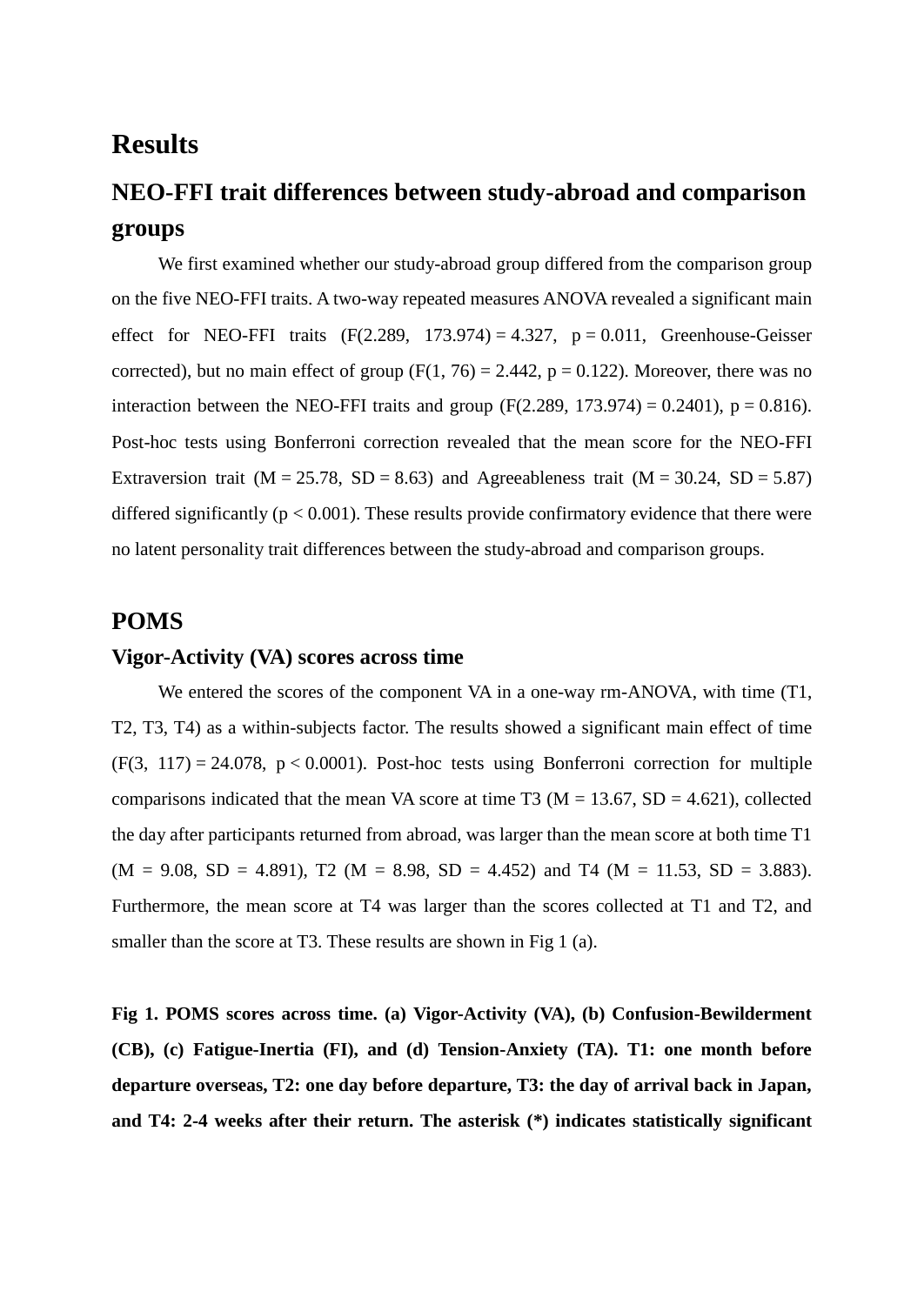# Results

## NEO-FFI trait differences between study-abroad and comparison groups

We first examined whether our study-abroad group differed from the comparison group on the five NEO-FFI traits. A two-way repeated measures ANOVA revealed a significant main effect for NEO-FFI traits ($F(2.289, 173.974) = 4.327$, $p = 0.011$, Greenhouse-Geisser corrected), but no main effect of group ($F(1, 76) = 2.442$, $p = 0.122$). Moreover, there was no interaction between the NEO-FFI traits and group ($F(2.289, 173.974) = 0.2401$), $p = 0.816$). Post-hoc tests using Bonferroni correction revealed that the mean score for the NEO-FFI Extraversion trait ($M = 25.78$, $SD = 8.63$) and Agreeableness trait ($M = 30.24$, $SD = 5.87$) differed significantly ($p < 0.001$). These results provide confirmatory evidence that there were no latent personality trait differences between the study-abroad and comparison groups.

## POMS

### Vigor-Activity (VA) scores across time

We entered the scores of the component VA in a one-way rm-ANOVA, with time (T1, T2, T3, T4) as a within-subjects factor. The results showed a significant main effect of time ($F(3, 117) = 24.078$, $p < 0.0001$). Post-hoc tests using Bonferroni correction for multiple comparisons indicated that the mean VA score at time T3 ($M = 13.67$, $SD = 4.621$), collected the day after participants returned from abroad, was larger than the mean score at both time T1 ($M = 9.08$, $SD = 4.891$), T2 ($M = 8.98$, $SD = 4.452$) and T4 ($M = 11.53$, $SD = 3.883$). Furthermore, the mean score at T4 was larger than the scores collected at T1 and T2, and smaller than the score at T3. These results are shown in Fig 1 (a).

**Fig 1. POMS scores across time. (a) Vigor-Activity (VA), (b) Confusion-Bewilderment (CB), (c) Fatigue-Inertia (FI), and (d) Tension-Anxiety (TA). T1: one month before departure overseas, T2: one day before departure, T3: the day of arrival back in Japan, and T4: 2-4 weeks after their return. The asterisk (*) indicates statistically significant**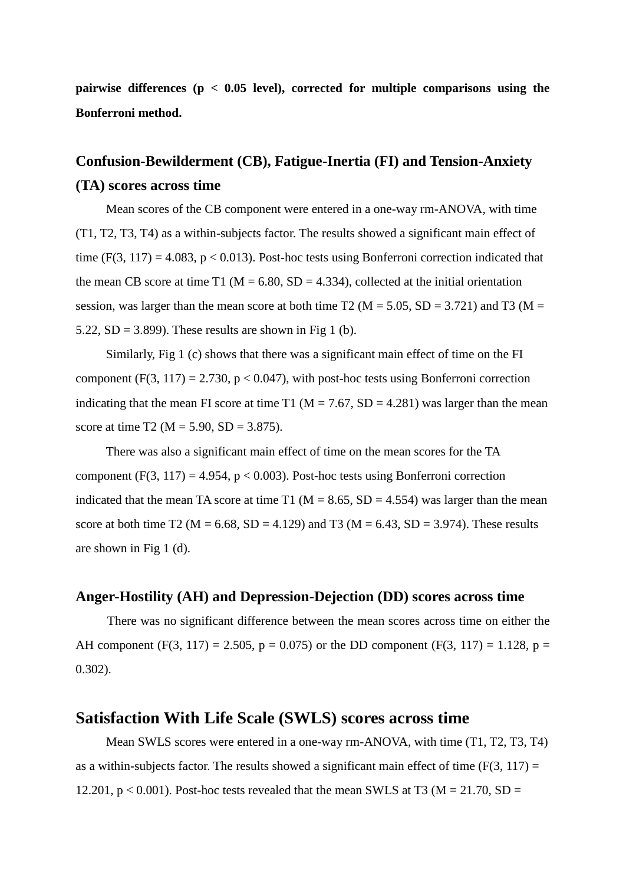**pairwise differences ($p < 0.05$ level), corrected for multiple comparisons using the Bonferroni method.**

### Confusion-Bewilderment (CB), Fatigue-Inertia (FI) and Tension-Anxiety (TA) scores across time

Mean scores of the CB component were entered in a one-way rm-ANOVA, with time (T1, T2, T3, T4) as a within-subjects factor. The results showed a significant main effect of time ($F(3, 117) = 4.083$, $p < 0.013$). Post-hoc tests using Bonferroni correction indicated that the mean CB score at time T1 ($M = 6.80$, $SD = 4.334$), collected at the initial orientation session, was larger than the mean score at both time T2 ($M = 5.05$, $SD = 3.721$) and T3 ($M = 5.22$, $SD = 3.899$). These results are shown in Fig 1 (b).

Similarly, Fig 1 (c) shows that there was a significant main effect of time on the FI component ($F(3, 117) = 2.730$, $p < 0.047$), with post-hoc tests using Bonferroni correction indicating that the mean FI score at time T1 ($M = 7.67$, $SD = 4.281$) was larger than the mean score at time T2 ($M = 5.90$, $SD = 3.875$).

There was also a significant main effect of time on the mean scores for the TA component ($F(3, 117) = 4.954$, $p < 0.003$). Post-hoc tests using Bonferroni correction indicated that the mean TA score at time T1 ($M = 8.65$, $SD = 4.554$) was larger than the mean score at both time T2 ($M = 6.68$, $SD = 4.129$) and T3 ($M = 6.43$, $SD = 3.974$). These results are shown in Fig 1 (d).

### Anger-Hostility (AH) and Depression-Dejection (DD) scores across time

There was no significant difference between the mean scores across time on either the AH component ($F(3, 117) = 2.505$, $p = 0.075$) or the DD component ($F(3, 117) = 1.128$, $p = 0.302$).

## Satisfaction With Life Scale (SWLS) scores across time

Mean SWLS scores were entered in a one-way rm-ANOVA, with time (T1, T2, T3, T4) as a within-subjects factor. The results showed a significant main effect of time ($F(3, 117) = 12.201$, $p < 0.001$). Post-hoc tests revealed that the mean SWLS at T3 ($M = 21.70$, SD =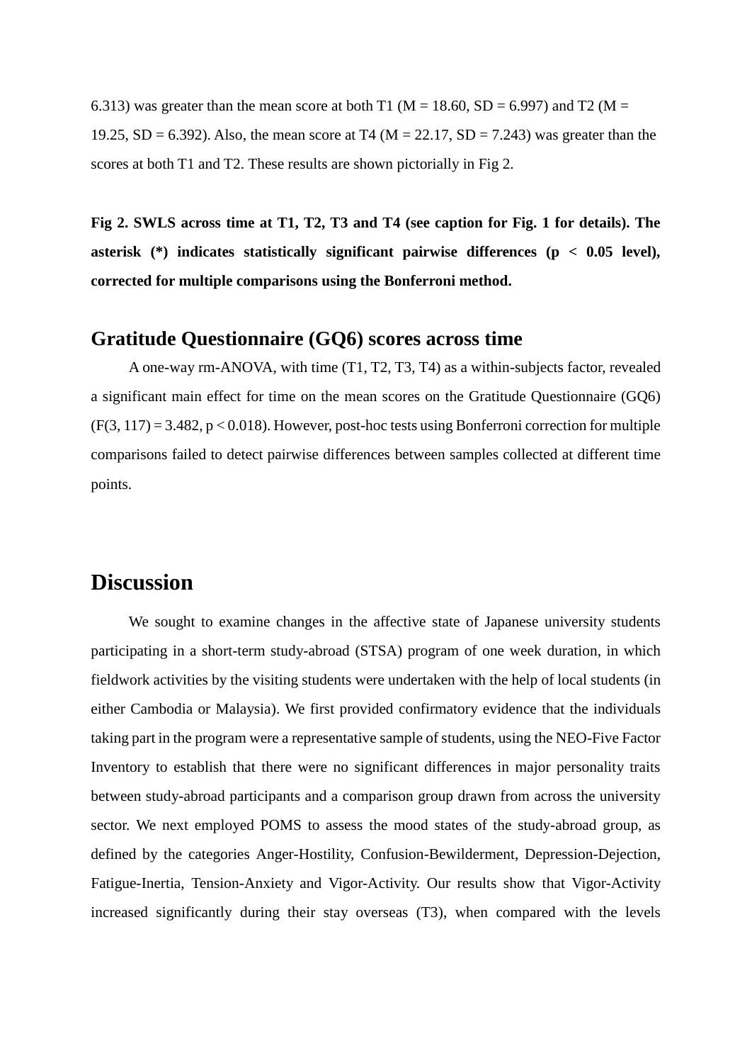6.313) was greater than the mean score at both T1 (M = 18.60, SD = 6.997) and T2 (M = 19.25, SD = 6.392). Also, the mean score at T4 (M = 22.17, SD = 7.243) was greater than the scores at both T1 and T2. These results are shown pictorially in Fig 2.

**Fig 2. SWLS across time at T1, T2, T3 and T4 (see caption for Fig. 1 for details). The asterisk (*) indicates statistically significant pairwise differences ($p < 0.05$ level), corrected for multiple comparisons using the Bonferroni method.**

## Gratitude Questionnaire (GQ6) scores across time

A one-way rm-ANOVA, with time (T1, T2, T3, T4) as a within-subjects factor, revealed a significant main effect for time on the mean scores on the Gratitude Questionnaire (GQ6) ($F(3, 117) = 3.482$, $p < 0.018$). However, post-hoc tests using Bonferroni correction for multiple comparisons failed to detect pairwise differences between samples collected at different time points.

# Discussion

We sought to examine changes in the affective state of Japanese university students participating in a short-term study-abroad (STSA) program of one week duration, in which fieldwork activities by the visiting students were undertaken with the help of local students (in either Cambodia or Malaysia). We first provided confirmatory evidence that the individuals taking part in the program were a representative sample of students, using the NEO-Five Factor Inventory to establish that there were no significant differences in major personality traits between study-abroad participants and a comparison group drawn from across the university sector. We next employed POMS to assess the mood states of the study-abroad group, as defined by the categories Anger-Hostility, Confusion-Bewilderment, Depression-Dejection, Fatigue-Inertia, Tension-Anxiety and Vigor-Activity. Our results show that Vigor-Activity increased significantly during their stay overseas (T3), when compared with the levels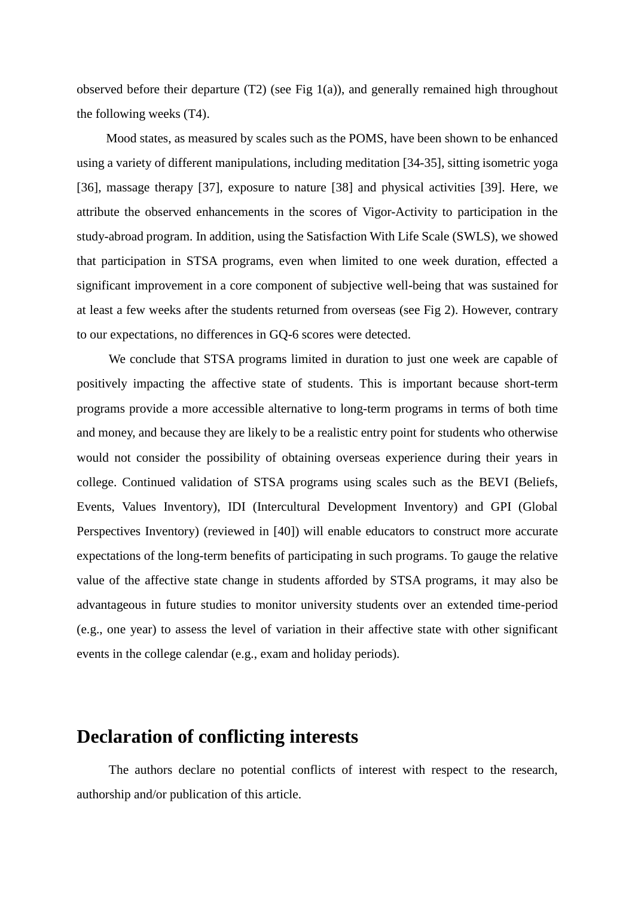observed before their departure (T2) (see Fig 1(a)), and generally remained high throughout the following weeks (T4).

Mood states, as measured by scales such as the POMS, have been shown to be enhanced using a variety of different manipulations, including meditation [34-35], sitting isometric yoga [36], massage therapy [37], exposure to nature [38] and physical activities [39]. Here, we attribute the observed enhancements in the scores of Vigor-Activity to participation in the study-abroad program. In addition, using the Satisfaction With Life Scale (SWLS), we showed that participation in STSA programs, even when limited to one week duration, effected a significant improvement in a core component of subjective well-being that was sustained for at least a few weeks after the students returned from overseas (see Fig 2). However, contrary to our expectations, no differences in GQ-6 scores were detected.

We conclude that STSA programs limited in duration to just one week are capable of positively impacting the affective state of students. This is important because short-term programs provide a more accessible alternative to long-term programs in terms of both time and money, and because they are likely to be a realistic entry point for students who otherwise would not consider the possibility of obtaining overseas experience during their years in college. Continued validation of STSA programs using scales such as the BEVI (Beliefs, Events, Values Inventory), IDI (Intercultural Development Inventory) and GPI (Global Perspectives Inventory) (reviewed in [40]) will enable educators to construct more accurate expectations of the long-term benefits of participating in such programs. To gauge the relative value of the affective state change in students afforded by STSA programs, it may also be advantageous in future studies to monitor university students over an extended time-period (e.g., one year) to assess the level of variation in their affective state with other significant events in the college calendar (e.g., exam and holiday periods).

## Declaration of conflicting interests

The authors declare no potential conflicts of interest with respect to the research, authorship and/or publication of this article.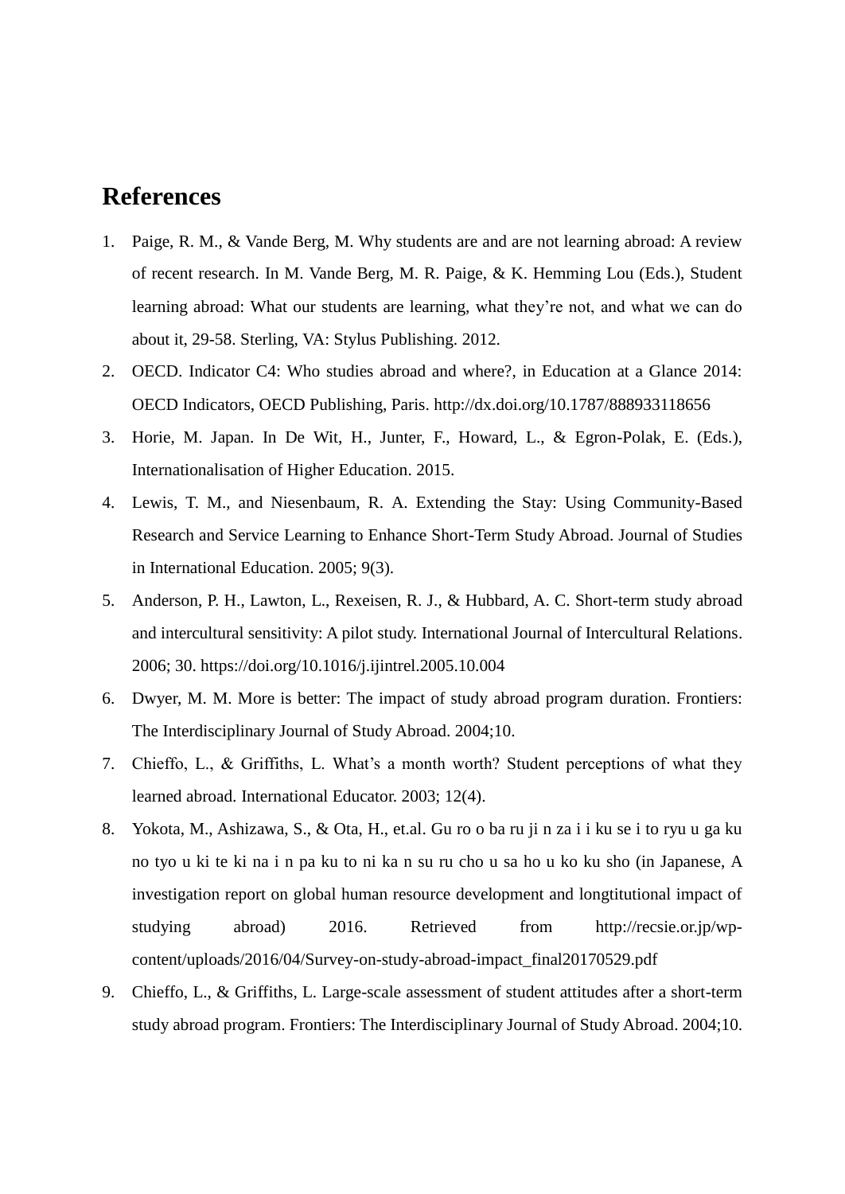## References

1. Paige, R. M., & Vande Berg, M. Why students are and are not learning abroad: A review of recent research. In M. Vande Berg, M. R. Paige, & K. Hemming Lou (Eds.), Student learning abroad: What our students are learning, what they're not, and what we can do about it, 29-58. Sterling, VA: Stylus Publishing. 2012.
2. OECD. Indicator C4: Who studies abroad and where?, in Education at a Glance 2014: OECD Indicators, OECD Publishing, Paris. http://dx.doi.org/10.1787/888933118656
3. Horie, M. Japan. In De Wit, H., Junter, F., Howard, L., & Egron-Polak, E. (Eds.), Internationalisation of Higher Education. 2015.
4. Lewis, T. M., and Niesenbaum, R. A. Extending the Stay: Using Community-Based Research and Service Learning to Enhance Short-Term Study Abroad. Journal of Studies in International Education. 2005; 9(3).
5. Anderson, P. H., Lawton, L., Rexeisen, R. J., & Hubbard, A. C. Short-term study abroad and intercultural sensitivity: A pilot study. International Journal of Intercultural Relations. 2006; 30. https://doi.org/10.1016/j.ijintrel.2005.10.004
6. Dwyer, M. M. More is better: The impact of study abroad program duration. Frontiers: The Interdisciplinary Journal of Study Abroad. 2004;10.
7. Chieffo, L., & Griffiths, L. What's a month worth? Student perceptions of what they learned abroad. International Educator. 2003; 12(4).
8. Yokota, M., Ashizawa, S., & Ota, H., et.al. Gu ro o ba ru ji n za i i ku se i to ryu u ga ku no tyo u ki te ki na i n pa ku to ni ka n su ru cho u sa ho u ko ku sho (in Japanese, A investigation report on global human resource development and longtitutional impact of studying abroad) 2016. Retrieved from http://recsie.or.jp/wp-content/uploads/2016/04/Survey-on-study-abroad-impact_final20170529.pdf
9. Chieffo, L., & Griffiths, L. Large-scale assessment of student attitudes after a short-term study abroad program. Frontiers: The Interdisciplinary Journal of Study Abroad. 2004;10.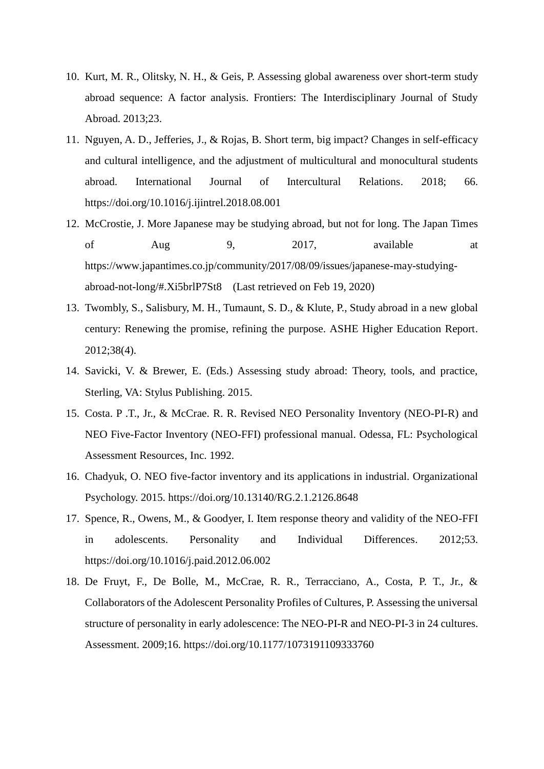10. Kurt, M. R., Olitsky, N. H., & Geis, P. Assessing global awareness over short-term study abroad sequence: A factor analysis. Frontiers: The Interdisciplinary Journal of Study Abroad. 2013;23.
11. Nguyen, A. D., Jefferies, J., & Rojas, B. Short term, big impact? Changes in self-efficacy and cultural intelligence, and the adjustment of multicultural and monocultural students abroad. International Journal of Intercultural Relations. 2018; 66. https://doi.org/10.1016/j.ijintrel.2018.08.001
12. McCrostie, J. More Japanese may be studying abroad, but not for long. The Japan Times of Aug 9, 2017, available at https://www.japantimes.co.jp/community/2017/08/09/issues/japanese-may-studying-abroad-not-long/#.Xi5brlP7St8 (Last retrieved on Feb 19, 2020)
13. Twombly, S., Salisbury, M. H., Tumaunt, S. D., & Klute, P., Study abroad in a new global century: Renewing the promise, refining the purpose. ASHE Higher Education Report. 2012;38(4).
14. Savicki, V. & Brewer, E. (Eds.) Assessing study abroad: Theory, tools, and practice, Sterling, VA: Stylus Publishing. 2015.
15. Costa. P .T., Jr., & McCrae. R. R. Revised NEO Personality Inventory (NEO-PI-R) and NEO Five-Factor Inventory (NEO-FFI) professional manual. Odessa, FL: Psychological Assessment Resources, Inc. 1992.
16. Chadyuk, O. NEO five-factor inventory and its applications in industrial. Organizational Psychology. 2015. https://doi.org/10.13140/RG.2.1.2126.8648
17. Spence, R., Owens, M., & Goodyer, I. Item response theory and validity of the NEO-FFI in adolescents. Personality and Individual Differences. 2012;53. https://doi.org/10.1016/j.paid.2012.06.002
18. De Fruyt, F., De Bolle, M., McCrae, R. R., Terracciano, A., Costa, P. T., Jr., & Collaborators of the Adolescent Personality Profiles of Cultures, P. Assessing the universal structure of personality in early adolescence: The NEO-PI-R and NEO-PI-3 in 24 cultures. Assessment. 2009;16. https://doi.org/10.1177/1073191109333760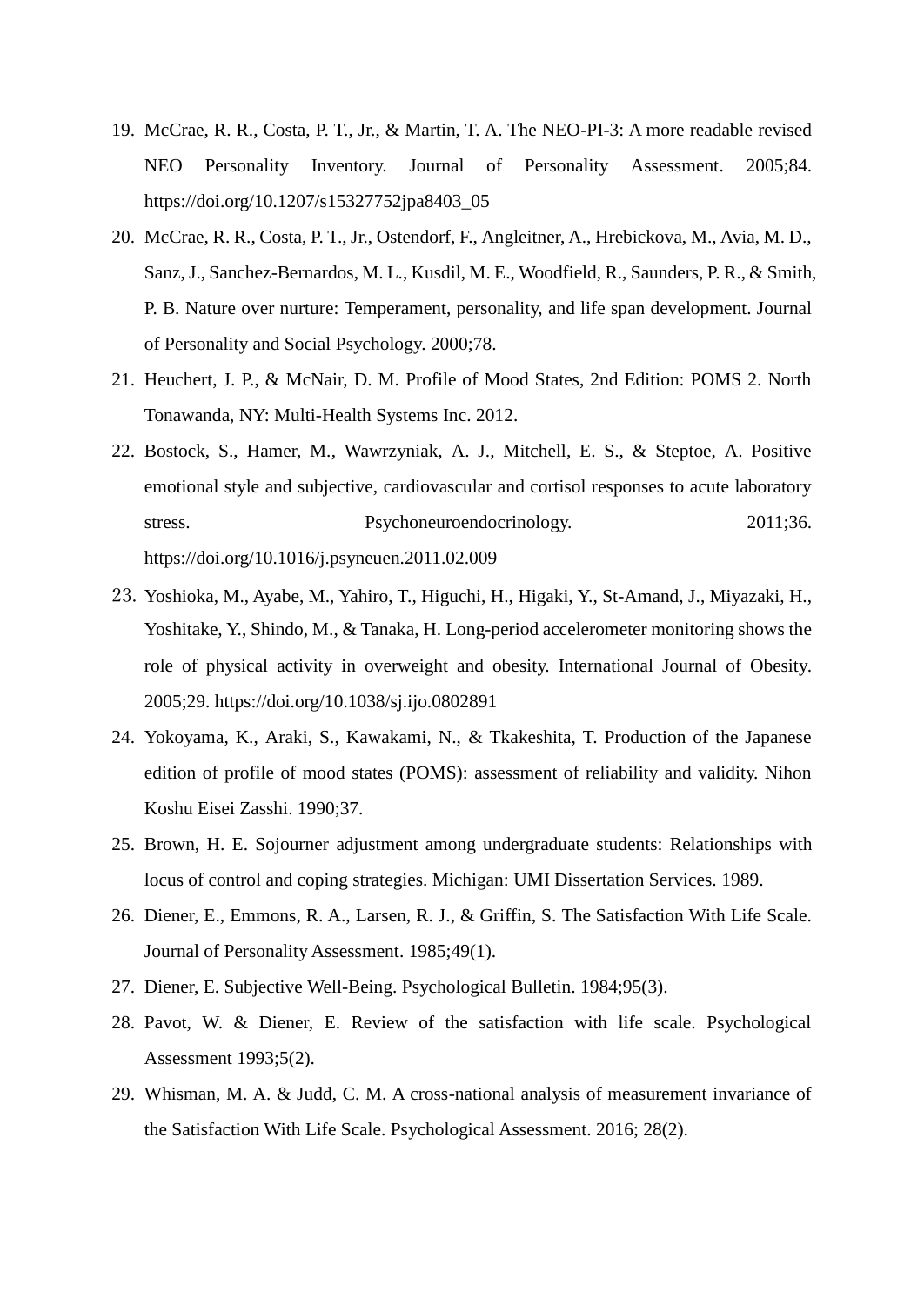19. McCrae, R. R., Costa, P. T., Jr., & Martin, T. A. The NEO-PI-3: A more readable revised NEO Personality Inventory. Journal of Personality Assessment. 2005;84. https://doi.org/10.1207/s15327752jpa8403_05
20. McCrae, R. R., Costa, P. T., Jr., Ostendorf, F., Angleitner, A., Hrebickova, M., Avia, M. D., Sanz, J., Sanchez-Bernardos, M. L., Kusdil, M. E., Woodfield, R., Saunders, P. R., & Smith, P. B. Nature over nurture: Temperament, personality, and life span development. Journal of Personality and Social Psychology. 2000;78.
21. Heuchert, J. P., & McNair, D. M. Profile of Mood States, 2nd Edition: POMS 2. North Tonawanda, NY: Multi-Health Systems Inc. 2012.
22. Bostock, S., Hamer, M., Wawrzyniak, A. J., Mitchell, E. S., & Steptoe, A. Positive emotional style and subjective, cardiovascular and cortisol responses to acute laboratory stress. Psychoneuroendocrinology. 2011;36. https://doi.org/10.1016/j.psyneuen.2011.02.009
23. Yoshioka, M., Ayabe, M., Yahiro, T., Higuchi, H., Higaki, Y., St-Amand, J., Miyazaki, H., Yoshitake, Y., Shindo, M., & Tanaka, H. Long-period accelerometer monitoring shows the role of physical activity in overweight and obesity. International Journal of Obesity. 2005;29. https://doi.org/10.1038/sj.ijo.0802891
24. Yokoyama, K., Araki, S., Kawakami, N., & Tkakeshita, T. Production of the Japanese edition of profile of mood states (POMS): assessment of reliability and validity. Nihon Koshu Eisei Zasshi. 1990;37.
25. Brown, H. E. Sojourner adjustment among undergraduate students: Relationships with locus of control and coping strategies. Michigan: UMI Dissertation Services. 1989.
26. Diener, E., Emmons, R. A., Larsen, R. J., & Griffin, S. The Satisfaction With Life Scale. Journal of Personality Assessment. 1985;49(1).
27. Diener, E. Subjective Well-Being. Psychological Bulletin. 1984;95(3).
28. Pavot, W. & Diener, E. Review of the satisfaction with life scale. Psychological Assessment 1993;5(2).
29. Whisman, M. A. & Judd, C. M. A cross-national analysis of measurement invariance of the Satisfaction With Life Scale. Psychological Assessment. 2016; 28(2).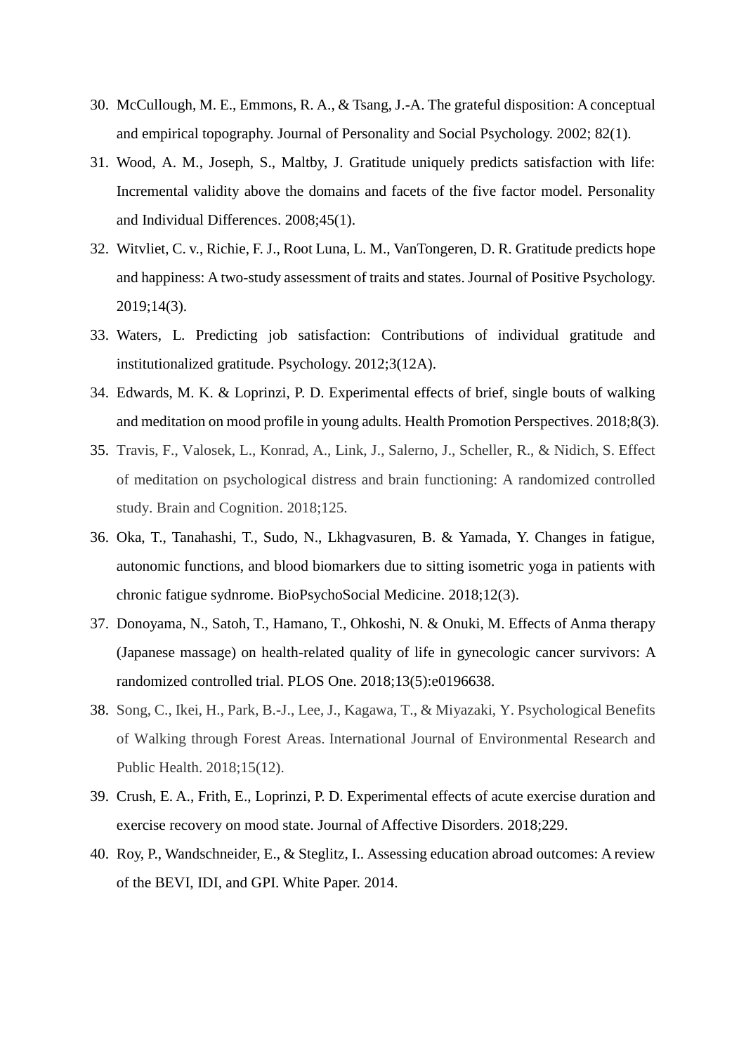30. McCullough, M. E., Emmons, R. A., & Tsang, J.-A. The grateful disposition: A conceptual and empirical topography. Journal of Personality and Social Psychology. 2002; 82(1).
31. Wood, A. M., Joseph, S., Maltby, J. Gratitude uniquely predicts satisfaction with life: Incremental validity above the domains and facets of the five factor model. Personality and Individual Differences. 2008;45(1).
32. Witvliet, C. v., Richie, F. J., Root Luna, L. M., VanTongeren, D. R. Gratitude predicts hope and happiness: A two-study assessment of traits and states. Journal of Positive Psychology. 2019;14(3).
33. Waters, L. Predicting job satisfaction: Contributions of individual gratitude and institutionalized gratitude. Psychology. 2012;3(12A).
34. Edwards, M. K. & Loprinzi, P. D. Experimental effects of brief, single bouts of walking and meditation on mood profile in young adults. Health Promotion Perspectives. 2018;8(3).
35. Travis, F., Valosek, L., Konrad, A., Link, J., Salerno, J., Scheller, R., & Nidich, S. Effect of meditation on psychological distress and brain functioning: A randomized controlled study. Brain and Cognition. 2018;125.
36. Oka, T., Tanahashi, T., Sudo, N., Lkhagvasuren, B. & Yamada, Y. Changes in fatigue, autonomic functions, and blood biomarkers due to sitting isometric yoga in patients with chronic fatigue sydnrome. BioPsychoSocial Medicine. 2018;12(3).
37. Donoyama, N., Satoh, T., Hamano, T., Ohkoshi, N. & Onuki, M. Effects of Anma therapy (Japanese massage) on health-related quality of life in gynecologic cancer survivors: A randomized controlled trial. PLOS One. 2018;13(5):e0196638.
38. Song, C., Ikei, H., Park, B.-J., Lee, J., Kagawa, T., & Miyazaki, Y. Psychological Benefits of Walking through Forest Areas. International Journal of Environmental Research and Public Health. 2018;15(12).
39. Crush, E. A., Frith, E., Loprinzi, P. D. Experimental effects of acute exercise duration and exercise recovery on mood state. Journal of Affective Disorders. 2018;229.
40. Roy, P., Wandschneider, E., & Steglitz, I.. Assessing education abroad outcomes: A review of the BEVI, IDI, and GPI. White Paper. 2014.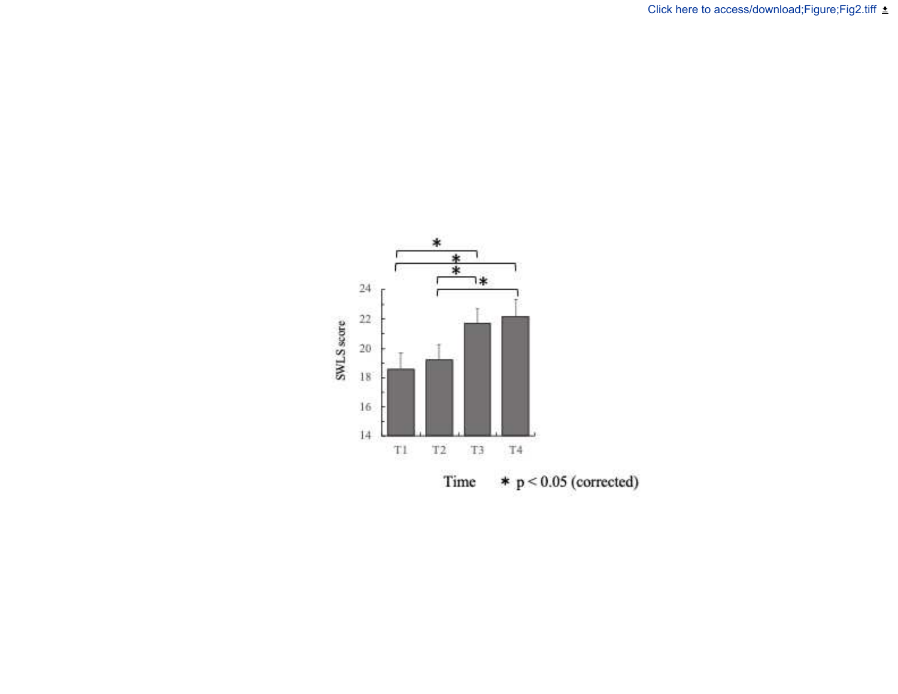Click here to access/download;Figure;Fig2.tiff

*
*
*
*

24
22
20
18
16
14

SWLS score

T1 T2 T3 T4

Time * $p < 0.05$ (corrected)